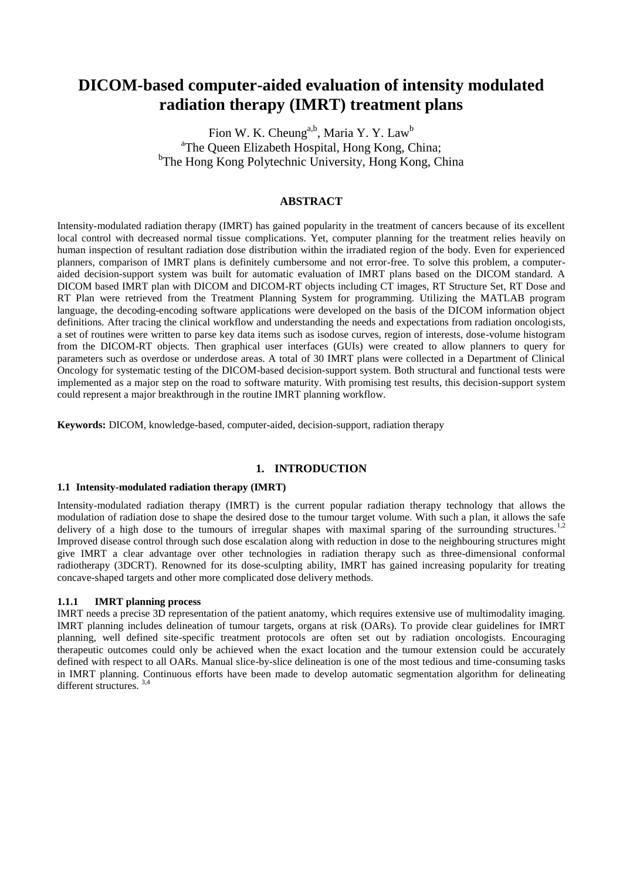# DICOM-based computer-aided evaluation of intensity modulated radiation therapy (IMRT) treatment plans

Fion W. K. Cheung[a,b], Maria Y. Y. Law[b]

[a]The Queen Elizabeth Hospital, Hong Kong, China;
[b]The Hong Kong Polytechnic University, Hong Kong, China

## ABSTRACT

Intensity-modulated radiation therapy (IMRT) has gained popularity in the treatment of cancers because of its excellent local control with decreased normal tissue complications. Yet, computer planning for the treatment relies heavily on human inspection of resultant radiation dose distribution within the irradiated region of the body. Even for experienced planners, comparison of IMRT plans is definitely cumbersome and not error-free. To solve this problem, a computer-aided decision-support system was built for automatic evaluation of IMRT plans based on the DICOM standard. A DICOM based IMRT plan with DICOM and DICOM-RT objects including CT images, RT Structure Set, RT Dose and RT Plan were retrieved from the Treatment Planning System for programming. Utilizing the MATLAB program language, the decoding-encoding software applications were developed on the basis of the DICOM information object definitions. After tracing the clinical workflow and understanding the needs and expectations from radiation oncologists, a set of routines were written to parse key data items such as isodose curves, region of interests, dose-volume histogram from the DICOM-RT objects. Then graphical user interfaces (GUIs) were created to allow planners to query for parameters such as overdose or underdose areas. A total of 30 IMRT plans were collected in a Department of Clinical Oncology for systematic testing of the DICOM-based decision-support system. Both structural and functional tests were implemented as a major step on the road to software maturity. With promising test results, this decision-support system could represent a major breakthrough in the routine IMRT planning workflow.

**Keywords:** DICOM, knowledge-based, computer-aided, decision-support, radiation therapy

## 1. INTRODUCTION

### 1.1 Intensity-modulated radiation therapy (IMRT)

Intensity-modulated radiation therapy (IMRT) is the current popular radiation therapy technology that allows the modulation of radiation dose to shape the desired dose to the tumour target volume. With such a plan, it allows the safe delivery of a high dose to the tumours of irregular shapes with maximal sparing of the surrounding structures.[1,2] Improved disease control through such dose escalation along with reduction in dose to the neighbouring structures might give IMRT a clear advantage over other technologies in radiation therapy such as three-dimensional conformal radiotherapy (3DCRT). Renowned for its dose-sculpting ability, IMRT has gained increasing popularity for treating concave-shaped targets and other more complicated dose delivery methods.

#### 1.1.1 IMRT planning process

IMRT needs a precise 3D representation of the patient anatomy, which requires extensive use of multimodality imaging. IMRT planning includes delineation of tumour targets, organs at risk (OARs). To provide clear guidelines for IMRT planning, well defined site-specific treatment protocols are often set out by radiation oncologists. Encouraging therapeutic outcomes could only be achieved when the exact location and the tumour extension could be accurately defined with respect to all OARs. Manual slice-by-slice delineation is one of the most tedious and time-consuming tasks in IMRT planning. Continuous efforts have been made to develop automatic segmentation algorithm for delineating different structures.[3,4]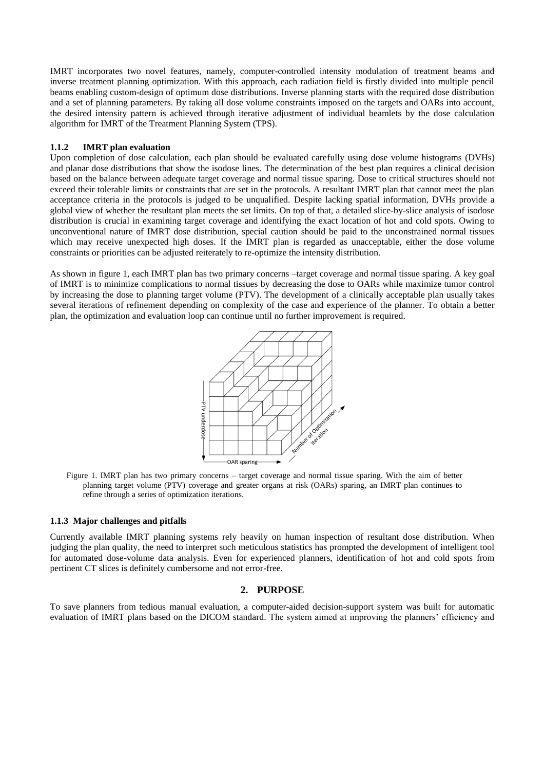IMRT incorporates two novel features, namely, computer-controlled intensity modulation of treatment beams and inverse treatment planning optimization. With this approach, each radiation field is firstly divided into multiple pencil beams enabling custom-design of optimum dose distributions. Inverse planning starts with the required dose distribution and a set of planning parameters. By taking all dose volume constraints imposed on the targets and OARs into account, the desired intensity pattern is achieved through iterative adjustment of individual beamlets by the dose calculation algorithm for IMRT of the Treatment Planning System (TPS).

### 1.1.2 IMRT plan evaluation

Upon completion of dose calculation, each plan should be evaluated carefully using dose volume histograms (DVHs) and planar dose distributions that show the isodose lines. The determination of the best plan requires a clinical decision based on the balance between adequate target coverage and normal tissue sparing. Dose to critical structures should not exceed their tolerable limits or constraints that are set in the protocols. A resultant IMRT plan that cannot meet the plan acceptance criteria in the protocols is judged to be unqualified. Despite lacking spatial information, DVHs provide a global view of whether the resultant plan meets the set limits. On top of that, a detailed slice-by-slice analysis of isodose distribution is crucial in examining target coverage and identifying the exact location of hot and cold spots. Owing to unconventional nature of IMRT dose distribution, special caution should be paid to the unconstrained normal tissues which may receive unexpected high doses. If the IMRT plan is regarded as unacceptable, either the dose volume constraints or priorities can be adjusted reiterately to re-optimize the intensity distribution.

As shown in figure 1, each IMRT plan has two primary concerns –target coverage and normal tissue sparing. A key goal of IMRT is to minimize complications to normal tissues by decreasing the dose to OARs while maximize tumor control by increasing the dose to planning target volume (PTV). The development of a clinically acceptable plan usually takes several iterations of refinement depending on complexity of the case and experience of the planner. To obtain a better plan, the optimization and evaluation loop can continue until no further improvement is required.

PTV underdose

OAR sparing

Number of Optimization iteration

Figure 1. IMRT plan has two primary concerns – target coverage and normal tissue sparing. With the aim of better planning target volume (PTV) coverage and greater organs at risk (OARs) sparing, an IMRT plan continues to refine through a series of optimization iterations.

### 1.1.3 Major challenges and pitfalls

Currently available IMRT planning systems rely heavily on human inspection of resultant dose distribution. When judging the plan quality, the need to interpret such meticulous statistics has prompted the development of intelligent tool for automated dose-volume data analysis. Even for experienced planners, identification of hot and cold spots from pertinent CT slices is definitely cumbersome and not error-free.

## 2. PURPOSE

To save planners from tedious manual evaluation, a computer-aided decision-support system was built for automatic evaluation of IMRT plans based on the DICOM standard. The system aimed at improving the planners' efficiency and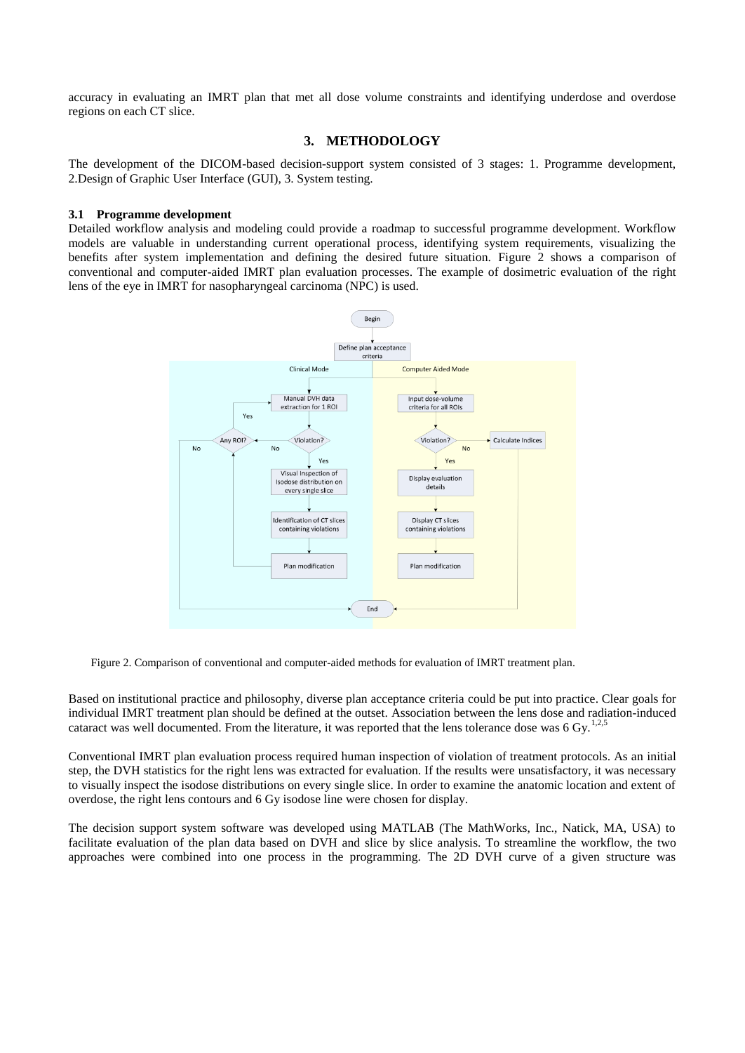accuracy in evaluating an IMRT plan that met all dose volume constraints and identifying underdose and overdose regions on each CT slice.

## 3. METHODOLOGY

The development of the DICOM-based decision-support system consisted of 3 stages: 1. Programme development, 2.Design of Graphic User Interface (GUI), 3. System testing.

### 3.1 Programme development

Detailed workflow analysis and modeling could provide a roadmap to successful programme development. Workflow models are valuable in understanding current operational process, identifying system requirements, visualizing the benefits after system implementation and defining the desired future situation. Figure 2 shows a comparison of conventional and computer-aided IMRT plan evaluation processes. The example of dosimetric evaluation of the right lens of the eye in IMRT for nasopharyngeal carcinoma (NPC) is used.

Figure 2. Comparison of conventional and computer-aided methods for evaluation of IMRT treatment plan.

Based on institutional practice and philosophy, diverse plan acceptance criteria could be put into practice. Clear goals for individual IMRT treatment plan should be defined at the outset. Association between the lens dose and radiation-induced cataract was well documented. From the literature, it was reported that the lens tolerance dose was 6 Gy. [1,2,5]

Conventional IMRT plan evaluation process required human inspection of violation of treatment protocols. As an initial step, the DVH statistics for the right lens was extracted for evaluation. If the results were unsatisfactory, it was necessary to visually inspect the isodose distributions on every single slice. In order to examine the anatomic location and extent of overdose, the right lens contours and 6 Gy isodose line were chosen for display.

The decision support system software was developed using MATLAB (The MathWorks, Inc., Natick, MA, USA) to facilitate evaluation of the plan data based on DVH and slice by slice analysis. To streamline the workflow, the two approaches were combined into one process in the programming. The 2D DVH curve of a given structure was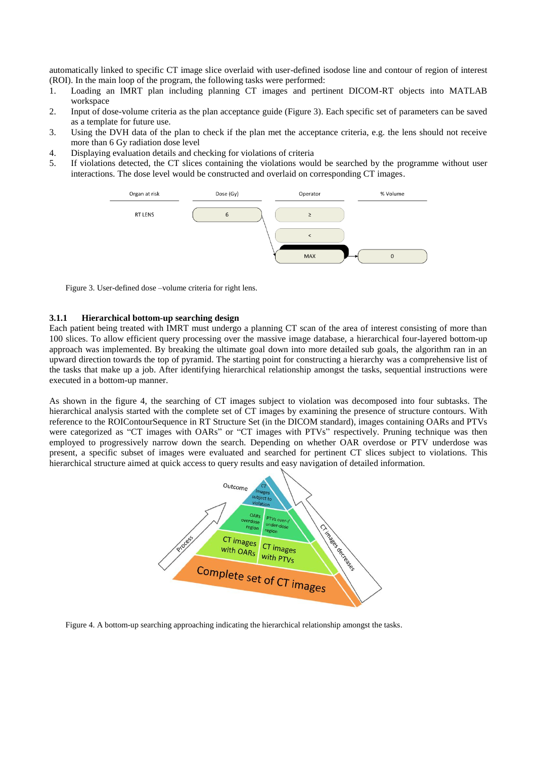automatically linked to specific CT image slice overlaid with user-defined isodose line and contour of region of interest (ROI). In the main loop of the program, the following tasks were performed:

1. Loading an IMRT plan including planning CT images and pertinent DICOM-RT objects into MATLAB workspace
2. Input of dose-volume criteria as the plan acceptance guide (Figure 3). Each specific set of parameters can be saved as a template for future use.
3. Using the DVH data of the plan to check if the plan met the acceptance criteria, e.g. the lens should not receive more than 6 Gy radiation dose level
4. Displaying evaluation details and checking for violations of criteria
5. If violations detected, the CT slices containing the violations would be searched by the programme without user interactions. The dose level would be constructed and overlaid on corresponding CT images.

Figure 3. User-defined dose –volume criteria for right lens.

### 3.1.1 Hierarchical bottom-up searching design

Each patient being treated with IMRT must undergo a planning CT scan of the area of interest consisting of more than 100 slices. To allow efficient query processing over the massive image database, a hierarchical four-layered bottom-up approach was implemented. By breaking the ultimate goal down into more detailed sub goals, the algorithm ran in an upward direction towards the top of pyramid. The starting point for constructing a hierarchy was a comprehensive list of the tasks that make up a job. After identifying hierarchical relationship amongst the tasks, sequential instructions were executed in a bottom-up manner.

As shown in the figure 4, the searching of CT images subject to violation was decomposed into four subtasks. The hierarchical analysis started with the complete set of CT images by examining the presence of structure contours. With reference to the ROIContourSequence in RT Structure Set (in the DICOM standard), images containing OARs and PTVs were categorized as "CT images with OARs" or "CT images with PTVs" respectively. Pruning technique was then employed to progressively narrow down the search. Depending on whether OAR overdose or PTV underdose was present, a specific subset of images were evaluated and searched for pertinent CT slices subject to violations. This hierarchical structure aimed at quick access to query results and easy navigation of detailed information.

Figure 4. A bottom-up searching approaching indicating the hierarchical relationship amongst the tasks.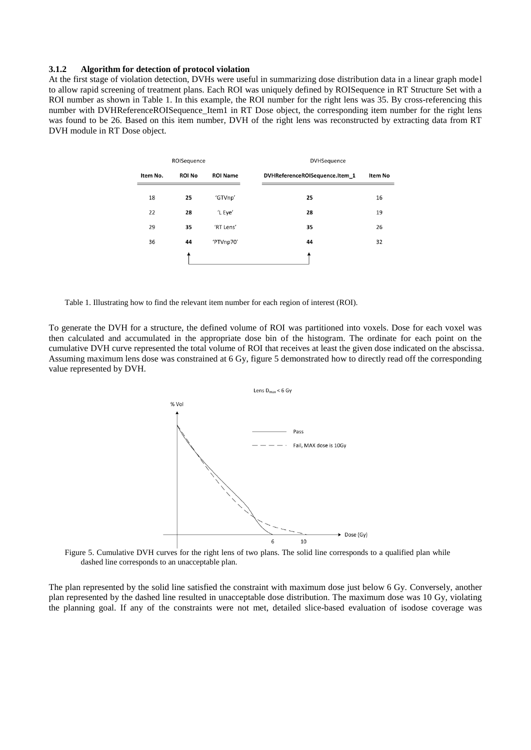### 3.1.2 Algorithm for detection of protocol violation

At the first stage of violation detection, DVHs were useful in summarizing dose distribution data in a linear graph model to allow rapid screening of treatment plans. Each ROI was uniquely defined by ROISequence in RT Structure Set with a ROI number as shown in Table 1. In this example, the ROI number for the right lens was 35. By cross-referencing this number with DVHReferenceROISequence_Item1 in RT Dose object, the corresponding item number for the right lens was found to be 26. Based on this item number, DVH of the right lens was reconstructed by extracting data from RT DVH module in RT Dose object.

| ROISequence | | | DVHSequence | |
|---|---|---|---|---|
| Item No. | ROI No | ROI Name | DVHReferenceROISequence.Item_1 | Item No |
| 18 | **25** | 'GTVnp' | **25** | 16 |
| 22 | **28** | 'L Eye' | **28** | 19 |
| 29 | **35** | 'RT Lens' | **35** | 26 |
| 36 | **44** | 'PTVnp70' | **44** | 32 |

Table 1. Illustrating how to find the relevant item number for each region of interest (ROI).

To generate the DVH for a structure, the defined volume of ROI was partitioned into voxels. Dose for each voxel was then calculated and accumulated in the appropriate dose bin of the histogram. The ordinate for each point on the cumulative DVH curve represented the total volume of ROI that receives at least the given dose indicated on the abscissa. Assuming maximum lens dose was constrained at 6 Gy, figure 5 demonstrated how to directly read off the corresponding value represented by DVH.

Figure 5. Cumulative DVH curves for the right lens of two plans. The solid line corresponds to a qualified plan while dashed line corresponds to an unacceptable plan.

The plan represented by the solid line satisfied the constraint with maximum dose just below 6 Gy. Conversely, another plan represented by the dashed line resulted in unacceptable dose distribution. The maximum dose was 10 Gy, violating the planning goal. If any of the constraints were not met, detailed slice-based evaluation of isodose coverage was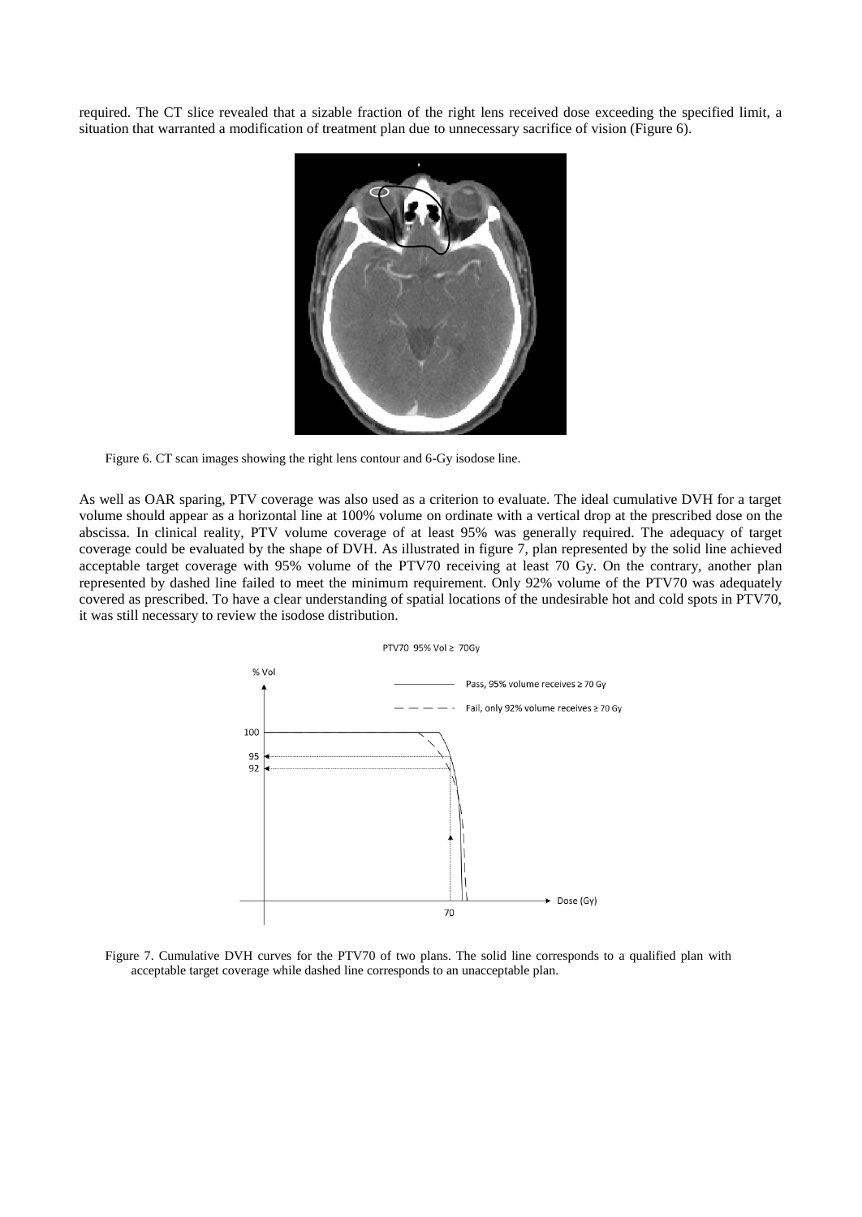required. The CT slice revealed that a sizable fraction of the right lens received dose exceeding the specified limit, a situation that warranted a modification of treatment plan due to unnecessary sacrifice of vision (Figure 6).

Figure 6. CT scan images showing the right lens contour and 6-Gy isodose line.

As well as OAR sparing, PTV coverage was also used as a criterion to evaluate. The ideal cumulative DVH for a target volume should appear as a horizontal line at 100% volume on ordinate with a vertical drop at the prescribed dose on the abscissa. In clinical reality, PTV volume coverage of at least 95% was generally required. The adequacy of target coverage could be evaluated by the shape of DVH. As illustrated in figure 7, plan represented by the solid line achieved acceptable target coverage with 95% volume of the PTV70 receiving at least 70 Gy. On the contrary, another plan represented by dashed line failed to meet the minimum requirement. Only 92% volume of the PTV70 was adequately covered as prescribed. To have a clear understanding of spatial locations of the undesirable hot and cold spots in PTV70, it was still necessary to review the isodose distribution.

Figure 7. Cumulative DVH curves for the PTV70 of two plans. The solid line corresponds to a qualified plan with acceptable target coverage while dashed line corresponds to an unacceptable plan.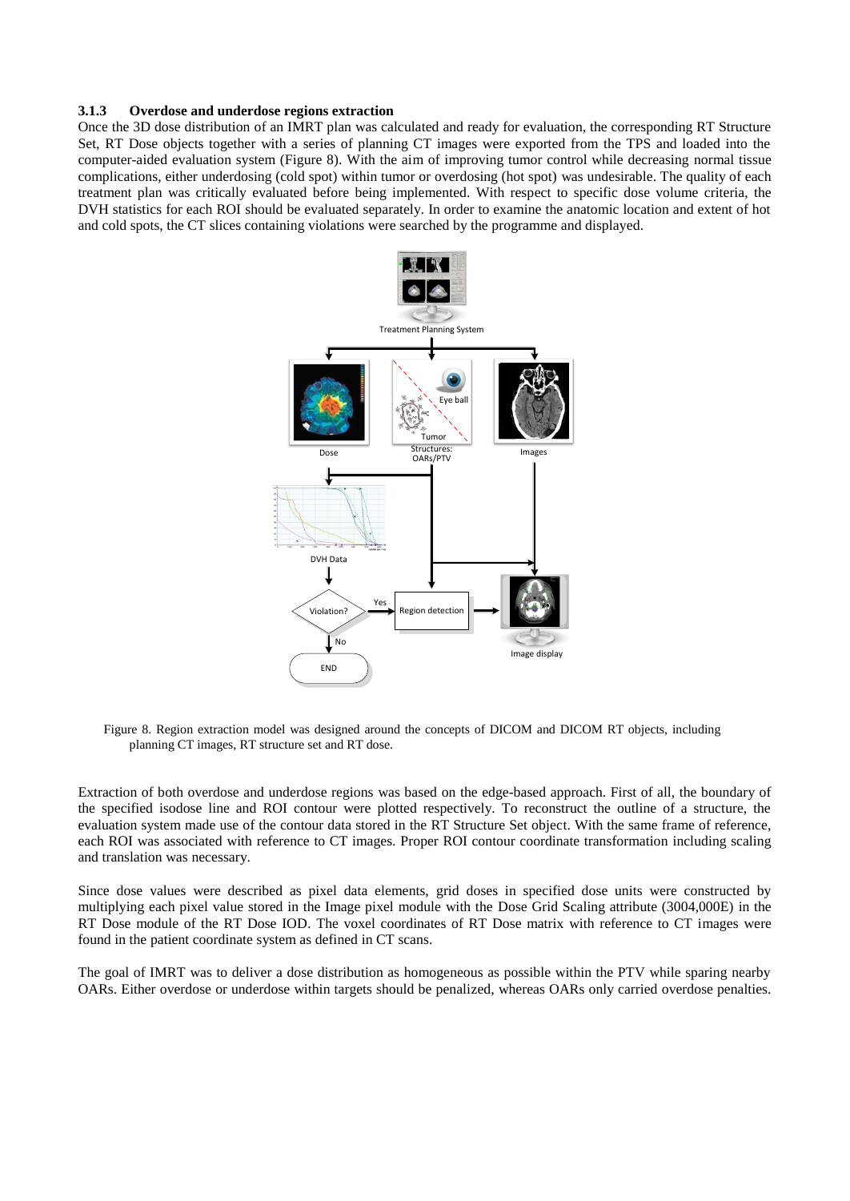### 3.1.3 Overdose and underdose regions extraction

Once the 3D dose distribution of an IMRT plan was calculated and ready for evaluation, the corresponding RT Structure Set, RT Dose objects together with a series of planning CT images were exported from the TPS and loaded into the computer-aided evaluation system (Figure 8). With the aim of improving tumor control while decreasing normal tissue complications, either underdosing (cold spot) within tumor or overdosing (hot spot) was undesirable. The quality of each treatment plan was critically evaluated before being implemented. With respect to specific dose volume criteria, the DVH statistics for each ROI should be evaluated separately. In order to examine the anatomic location and extent of hot and cold spots, the CT slices containing violations were searched by the programme and displayed.

Treatment Planning System

Dose

Eye ball

Tumor

Structures: OARs/PTV

Images

DVH Data

Violation?

Yes

No

Region detection

Image display

END

Figure 8. Region extraction model was designed around the concepts of DICOM and DICOM RT objects, including planning CT images, RT structure set and RT dose.

Extraction of both overdose and underdose regions was based on the edge-based approach. First of all, the boundary of the specified isodose line and ROI contour were plotted respectively. To reconstruct the outline of a structure, the evaluation system made use of the contour data stored in the RT Structure Set object. With the same frame of reference, each ROI was associated with reference to CT images. Proper ROI contour coordinate transformation including scaling and translation was necessary.

Since dose values were described as pixel data elements, grid doses in specified dose units were constructed by multiplying each pixel value stored in the Image pixel module with the Dose Grid Scaling attribute (3004,000E) in the RT Dose module of the RT Dose IOD. The voxel coordinates of RT Dose matrix with reference to CT images were found in the patient coordinate system as defined in CT scans.

The goal of IMRT was to deliver a dose distribution as homogeneous as possible within the PTV while sparing nearby OARs. Either overdose or underdose within targets should be penalized, whereas OARs only carried overdose penalties.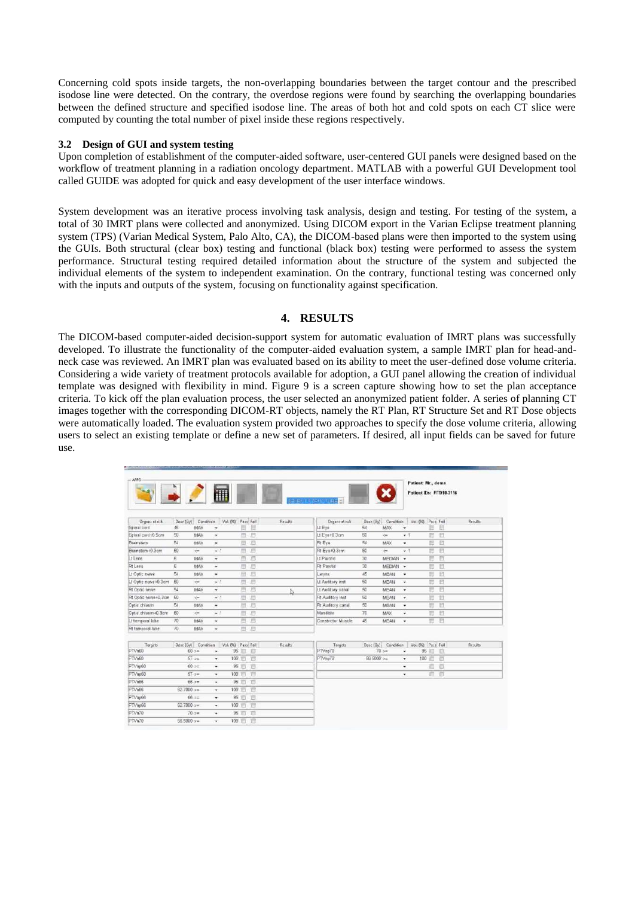Concerning cold spots inside targets, the non-overlapping boundaries between the target contour and the prescribed isodose line were detected. On the contrary, the overdose regions were found by searching the overlapping boundaries between the defined structure and specified isodose line. The areas of both hot and cold spots on each CT slice were computed by counting the total number of pixel inside these regions respectively.

### 3.2 Design of GUI and system testing

Upon completion of establishment of the computer-aided software, user-centered GUI panels were designed based on the workflow of treatment planning in a radiation oncology department. MATLAB with a powerful GUI Development tool called GUIDE was adopted for quick and easy development of the user interface windows.

System development was an iterative process involving task analysis, design and testing. For testing of the system, a total of 30 IMRT plans were collected and anonymized. Using DICOM export in the Varian Eclipse treatment planning system (TPS) (Varian Medical System, Palo Alto, CA), the DICOM-based plans were then imported to the system using the GUIs. Both structural (clear box) testing and functional (black box) testing were performed to assess the system performance. Structural testing required detailed information about the structure of the system and subjected the individual elements of the system to independent examination. On the contrary, functional testing was concerned only with the inputs and outputs of the system, focusing on functionality against specification.

## 4. RESULTS

The DICOM-based computer-aided decision-support system for automatic evaluation of IMRT plans was successfully developed. To illustrate the functionality of the computer-aided evaluation system, a sample IMRT plan for head-and-neck case was reviewed. An IMRT plan was evaluated based on its ability to meet the user-defined dose volume criteria. Considering a wide variety of treatment protocols available for adoption, a GUI panel allowing the creation of individual template was designed with flexibility in mind. Figure 9 is a screen capture showing how to set the plan acceptance criteria. To kick off the plan evaluation process, the user selected an anonymized patient folder. A series of planning CT images together with the corresponding DICOM-RT objects, namely the RT Plan, RT Structure Set and RT Dose objects were automatically loaded. The evaluation system provided two approaches to specify the dose volume criteria, allowing users to select an existing template or define a new set of parameters. If desired, all input fields can be saved for future use.

Patient: Mr., demo
Patient IDs: RTD10.3116

| Organs at risk | Dose (Gy) | Condition | Vol. (%) | Pass | Fail | Results |
|---|---|---|---|---|---|---|
| Spinal cord | 46 | MAX | | | | |
| Spinal cord+0.5cm | 50 | MAX | | | | |
| Brainstem | 54 | MAX | | | | |
| Brainstem+0.3cm | 60 | <= | 1 | | | |
| Lt Lens | 6 | MAX | | | | |
| Rt Lens | 6 | MAX | | | | |
| Lt Optic nerve | 54 | MAX | | | | |
| Lt Optic nerve+0.3cm | 60 | <= | 1 | | | |
| Rt Optic nerve | 54 | MAX | | | | |
| Rt Optic nerve+0.3cm | 60 | <= | 1 | | | |
| Optic chiasm | 54 | MAX | | | | |
| Optic chiasm+0.3cm | 60 | <= | 1 | | | |
| Lt temporal lobe | 70 | MAX | | | | |
| Rt temporal lobe | 70 | MAX | | | | |

| Organs at risk | Dose (Gy) | Condition | Vol. (%) | Pass | Fail | Results |
|---|---|---|---|---|---|---|
| Lt Eye | 54 | MAX | | | | |
| Lt Eye+0.3cm | 60 | <= | 1 | | | |
| Rt Eye | 54 | MAX | | | | |
| Rt Eye+0.3cm | 60 | <= | 1 | | | |
| Lt Parotid | 30 | MEDIAN | | | | |
| Rt Parotid | 30 | MEDIAN | | | | |
| Larynx | 45 | MEAN | | | | |
| Lt Auditory inst | 50 | MEAN | | | | |
| Lt Auditory canal | 50 | MEAN | | | | |
| Rt Auditory inst | 50 | MEAN | | | | |
| Rt Auditory canal | 50 | MEAN | | | | |
| Mandible | 70 | MAX | | | | |
| Constrictor Muscle | 45 | MEAN | | | | |

| Targets | Dose (Gy) | Condition | Vol. (%) | Pass | Fail | Results |
|---|---|---|---|---|---|---|
| PTVn60 | 60 | >= | 95 | | | |
| PTVn60 | 57 | >= | 100 | | | |
| PTVnp60 | 60 | >= | 95 | | | |
| PTVnp60 | 57 | >= | 100 | | | |
| PTVn66 | 66 | >= | 95 | | | |
| PTVn66 | 62.7000 | >= | 100 | | | |
| PTVnp66 | 66 | >= | 95 | | | |
| PTVnp66 | 62.7000 | >= | 100 | | | |
| PTVn70 | 70 | >= | 95 | | | |
| PTVn70 | 66.5000 | >= | 100 | | | |

| Targets | Dose (Gy) | Condition | Vol. (%) | Pass | Fail | Results |
|---|---|---|---|---|---|---|
| PTVnp70 | 70 | >= | 95 | | | |
| PTVnp70 | 66.5000 | >= | 100 | | | |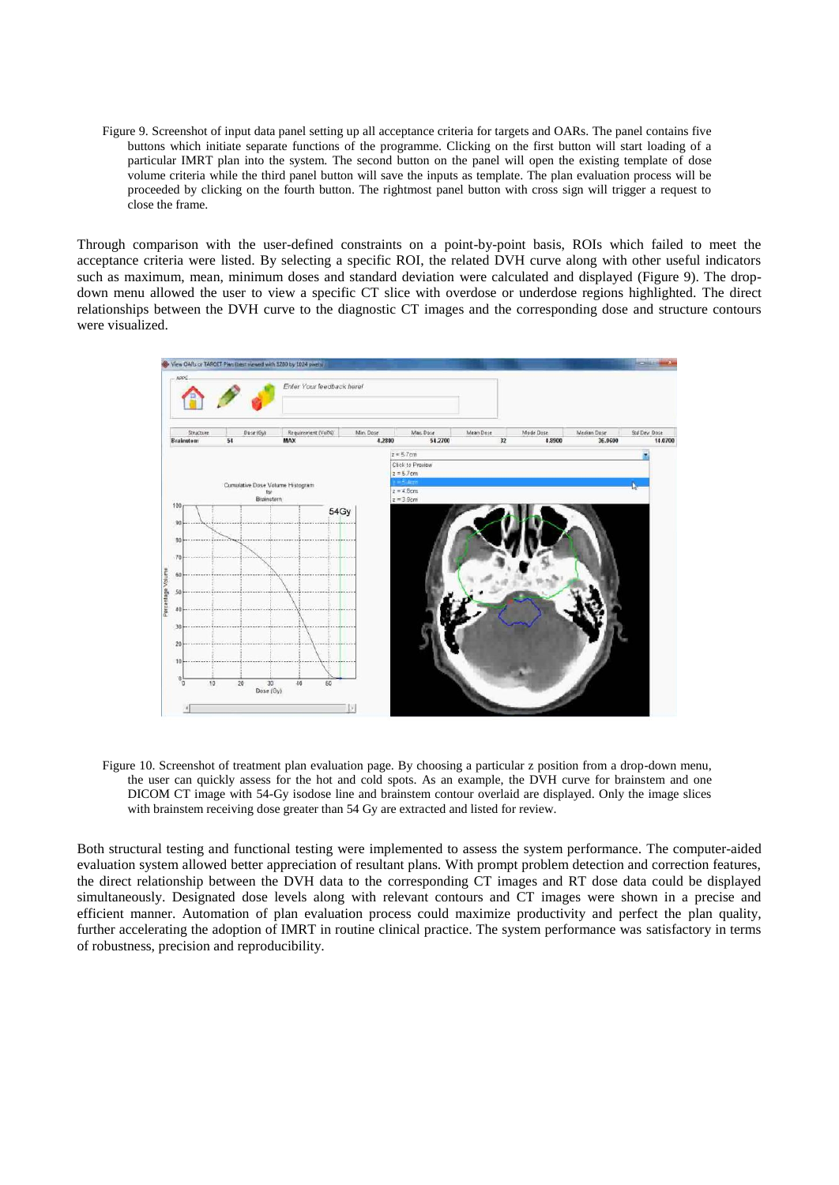Figure 9. Screenshot of input data panel setting up all acceptance criteria for targets and OARs. The panel contains five buttons which initiate separate functions of the programme. Clicking on the first button will start loading of a particular IMRT plan into the system. The second button on the panel will open the existing template of dose volume criteria while the third panel button will save the inputs as template. The plan evaluation process will be proceeded by clicking on the fourth button. The rightmost panel button with cross sign will trigger a request to close the frame.

Through comparison with the user-defined constraints on a point-by-point basis, ROIs which failed to meet the acceptance criteria were listed. By selecting a specific ROI, the related DVH curve along with other useful indicators such as maximum, mean, minimum doses and standard deviation were calculated and displayed (Figure 9). The drop-down menu allowed the user to view a specific CT slice with overdose or underdose regions highlighted. The direct relationships between the DVH curve to the diagnostic CT images and the corresponding dose and structure contours were visualized.

Figure 10. Screenshot of treatment plan evaluation page. By choosing a particular z position from a drop-down menu, the user can quickly assess for the hot and cold spots. As an example, the DVH curve for brainstem and one DICOM CT image with 54-Gy isodose line and brainstem contour overlaid are displayed. Only the image slices with brainstem receiving dose greater than 54 Gy are extracted and listed for review.

Both structural testing and functional testing were implemented to assess the system performance. The computer-aided evaluation system allowed better appreciation of resultant plans. With prompt problem detection and correction features, the direct relationship between the DVH data to the corresponding CT images and RT dose data could be displayed simultaneously. Designated dose levels along with relevant contours and CT images were shown in a precise and efficient manner. Automation of plan evaluation process could maximize productivity and perfect the plan quality, further accelerating the adoption of IMRT in routine clinical practice. The system performance was satisfactory in terms of robustness, precision and reproducibility.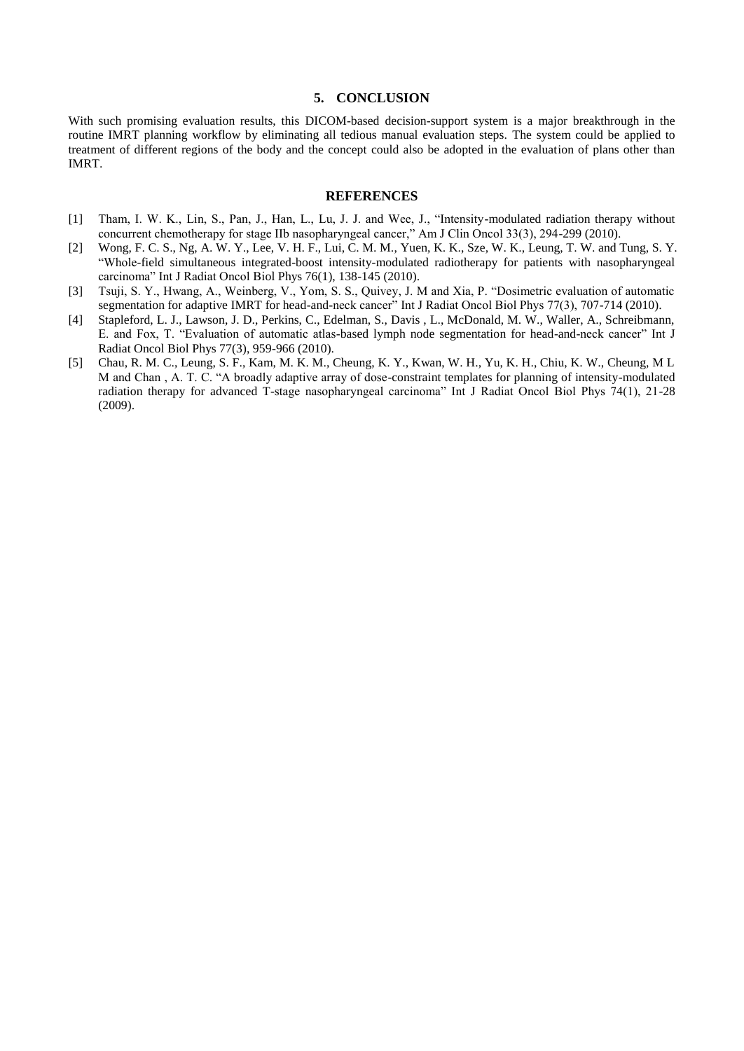## 5. CONCLUSION

With such promising evaluation results, this DICOM-based decision-support system is a major breakthrough in the routine IMRT planning workflow by eliminating all tedious manual evaluation steps. The system could be applied to treatment of different regions of the body and the concept could also be adopted in the evaluation of plans other than IMRT.

## REFERENCES

[1] Tham, I. W. K., Lin, S., Pan, J., Han, L., Lu, J. J. and Wee, J., "Intensity-modulated radiation therapy without concurrent chemotherapy for stage IIb nasopharyngeal cancer," Am J Clin Oncol 33(3), 294-299 (2010).

[2] Wong, F. C. S., Ng, A. W. Y., Lee, V. H. F., Lui, C. M. M., Yuen, K. K., Sze, W. K., Leung, T. W. and Tung, S. Y. "Whole-field simultaneous integrated-boost intensity-modulated radiotherapy for patients with nasopharyngeal carcinoma" Int J Radiat Oncol Biol Phys 76(1), 138-145 (2010).

[3] Tsuji, S. Y., Hwang, A., Weinberg, V., Yom, S. S., Quivey, J. M and Xia, P. "Dosimetric evaluation of automatic segmentation for adaptive IMRT for head-and-neck cancer" Int J Radiat Oncol Biol Phys 77(3), 707-714 (2010).

[4] Stapleford, L. J., Lawson, J. D., Perkins, C., Edelman, S., Davis , L., McDonald, M. W., Waller, A., Schreibmann, E. and Fox, T. "Evaluation of automatic atlas-based lymph node segmentation for head-and-neck cancer" Int J Radiat Oncol Biol Phys 77(3), 959-966 (2010).

[5] Chau, R. M. C., Leung, S. F., Kam, M. K. M., Cheung, K. Y., Kwan, W. H., Yu, K. H., Chiu, K. W., Cheung, M L M and Chan , A. T. C. "A broadly adaptive array of dose-constraint templates for planning of intensity-modulated radiation therapy for advanced T-stage nasopharyngeal carcinoma" Int J Radiat Oncol Biol Phys 74(1), 21-28 (2009).